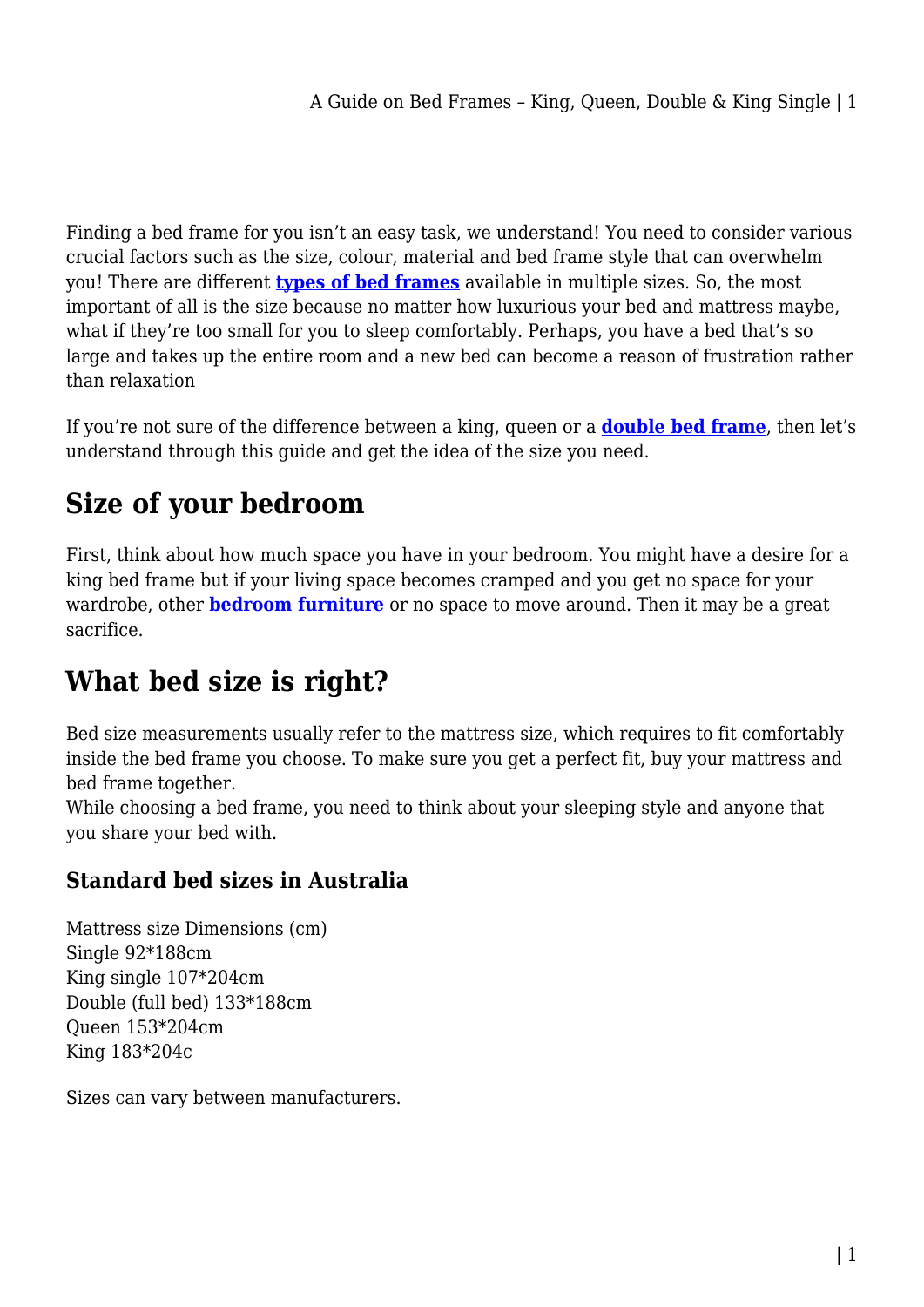Finding a bed frame for you isn't an easy task, we understand! You need to consider various crucial factors such as the size, colour, material and bed frame style that can overwhelm you! There are different **types of bed frames** available in multiple sizes. So, the most important of all is the size because no matter how luxurious your bed and mattress maybe, what if they're too small for you to sleep comfortably. Perhaps, you have a bed that's so large and takes up the entire room and a new bed can become a reason of frustration rather than relaxation

If you're not sure of the difference between a king, queen or a **double bed frame**, then let's understand through this guide and get the idea of the size you need.

## Size of your bedroom

First, think about how much space you have in your bedroom. You might have a desire for a king bed frame but if your living space becomes cramped and you get no space for your wardrobe, other **bedroom furniture** or no space to move around. Then it may be a great sacrifice.

## What bed size is right?

Bed size measurements usually refer to the mattress size, which requires to fit comfortably inside the bed frame you choose. To make sure you get a perfect fit, buy your mattress and bed frame together.
While choosing a bed frame, you need to think about your sleeping style and anyone that you share your bed with.

### Standard bed sizes in Australia

Mattress size Dimensions (cm)
Single 92*188cm
King single 107*204cm
Double (full bed) 133*188cm
Queen 153*204cm
King 183*204c

Sizes can vary between manufacturers.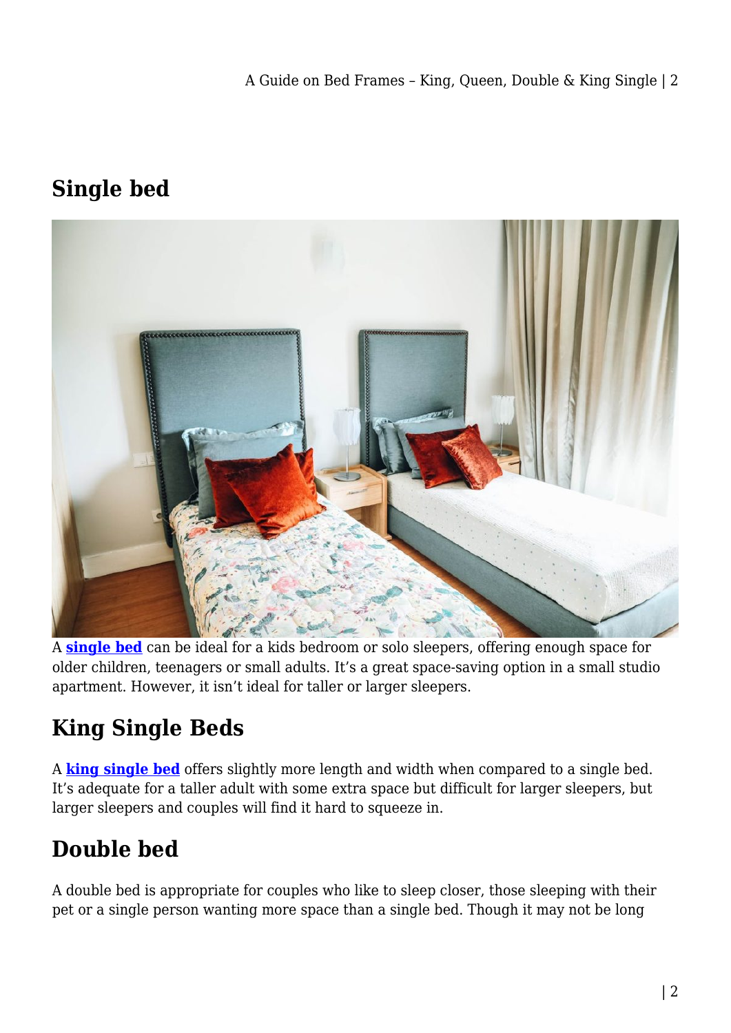## Single bed

A **single bed** can be ideal for a kids bedroom or solo sleepers, offering enough space for older children, teenagers or small adults. It's a great space-saving option in a small studio apartment. However, it isn't ideal for taller or larger sleepers.

## King Single Beds

A **king single bed** offers slightly more length and width when compared to a single bed. It's adequate for a taller adult with some extra space but difficult for larger sleepers, but larger sleepers and couples will find it hard to squeeze in.

## Double bed

A double bed is appropriate for couples who like to sleep closer, those sleeping with their pet or a single person wanting more space than a single bed. Though it may not be long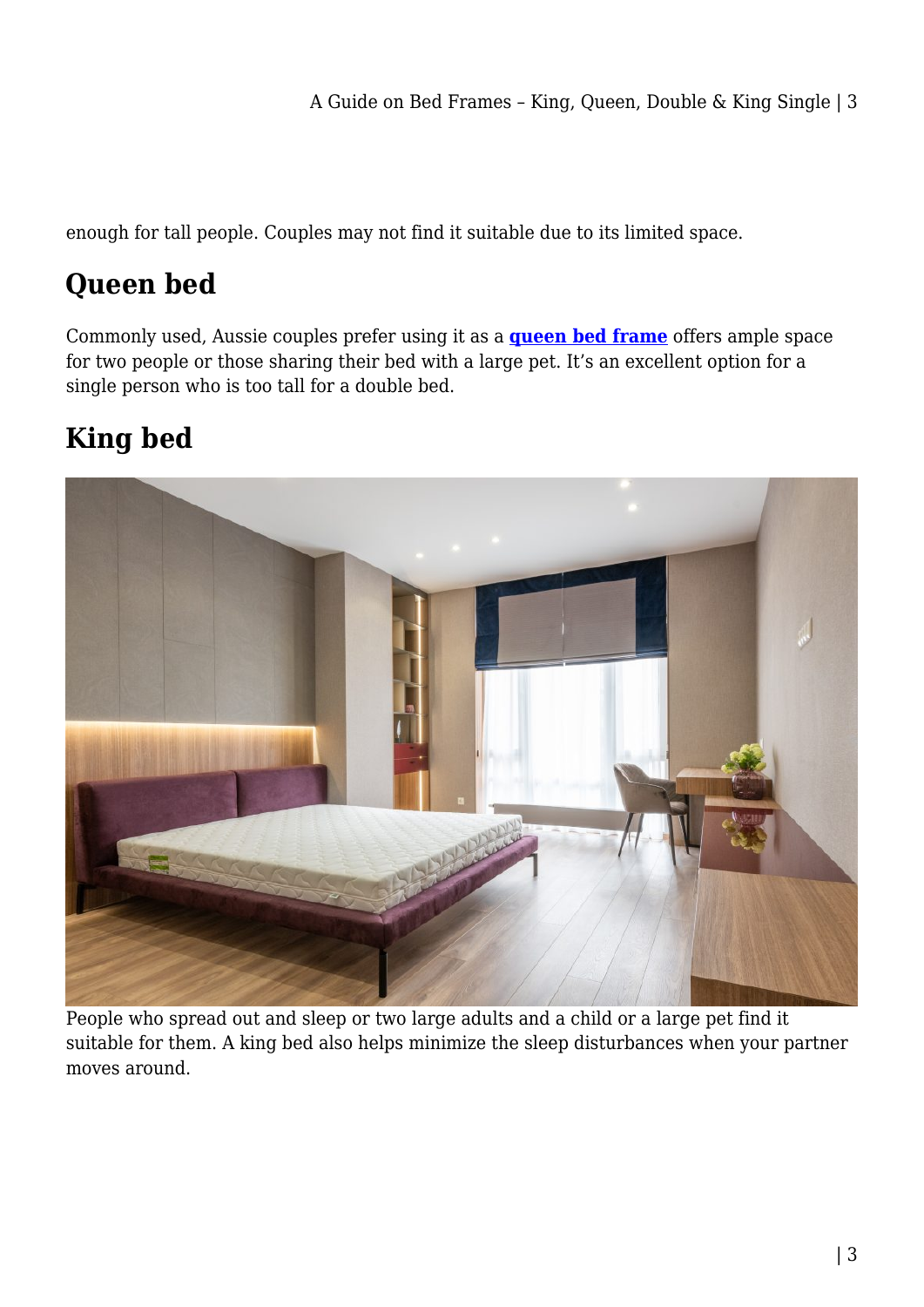enough for tall people. Couples may not find it suitable due to its limited space.

## Queen bed

Commonly used, Aussie couples prefer using it as a **[queen bed frame]** offers ample space for two people or those sharing their bed with a large pet. It's an excellent option for a single person who is too tall for a double bed.

## King bed

People who spread out and sleep or two large adults and a child or a large pet find it suitable for them. A king bed also helps minimize the sleep disturbances when your partner moves around.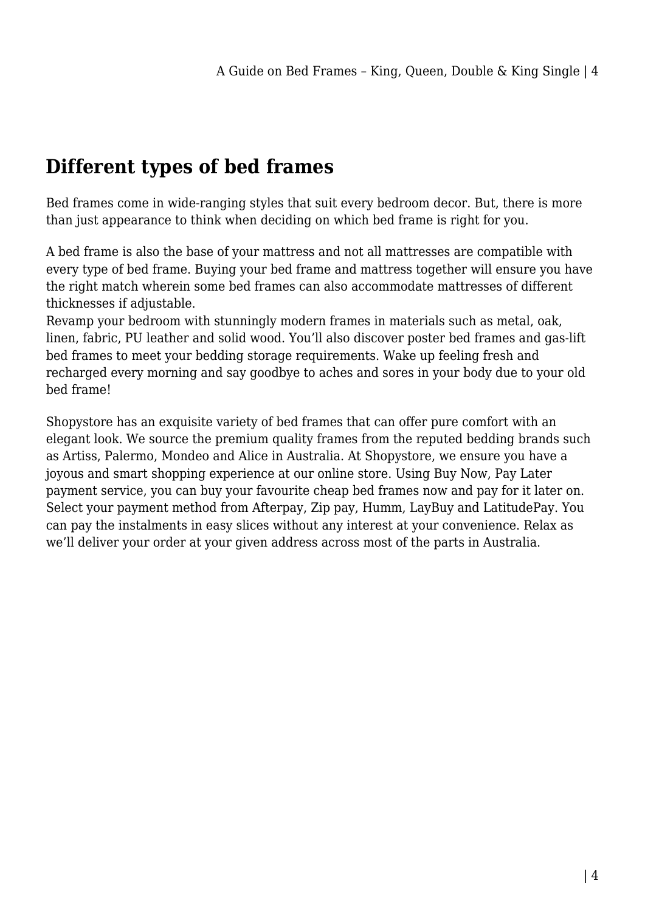## Different types of bed frames

Bed frames come in wide-ranging styles that suit every bedroom decor. But, there is more than just appearance to think when deciding on which bed frame is right for you.

A bed frame is also the base of your mattress and not all mattresses are compatible with every type of bed frame. Buying your bed frame and mattress together will ensure you have the right match wherein some bed frames can also accommodate mattresses of different thicknesses if adjustable.
Revamp your bedroom with stunningly modern frames in materials such as metal, oak, linen, fabric, PU leather and solid wood. You'll also discover poster bed frames and gas-lift bed frames to meet your bedding storage requirements. Wake up feeling fresh and recharged every morning and say goodbye to aches and sores in your body due to your old bed frame!

Shopystore has an exquisite variety of bed frames that can offer pure comfort with an elegant look. We source the premium quality frames from the reputed bedding brands such as Artiss, Palermo, Mondeo and Alice in Australia. At Shopystore, we ensure you have a joyous and smart shopping experience at our online store. Using Buy Now, Pay Later payment service, you can buy your favourite cheap bed frames now and pay for it later on. Select your payment method from Afterpay, Zip pay, Humm, LayBuy and LatitudePay. You can pay the instalments in easy slices without any interest at your convenience. Relax as we'll deliver your order at your given address across most of the parts in Australia.